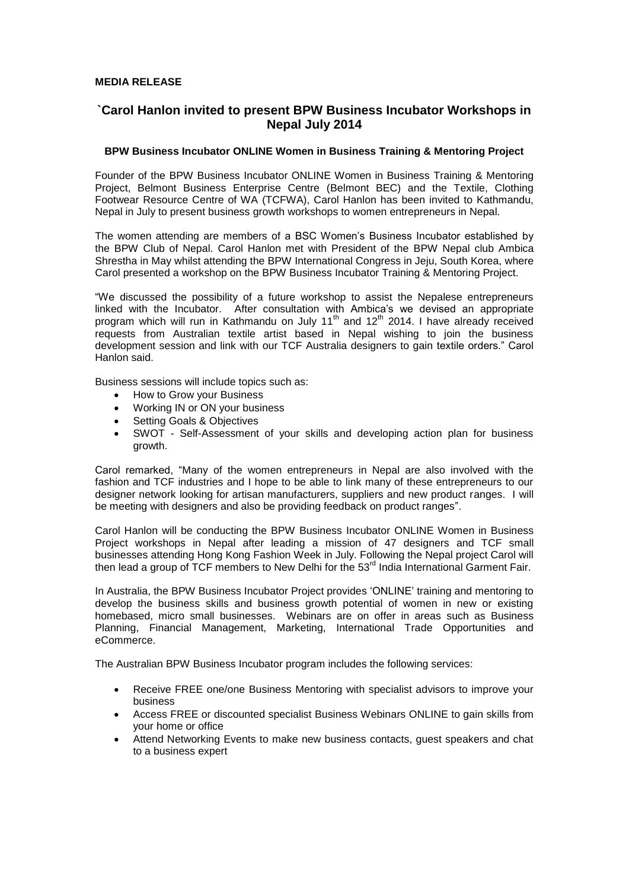**MEDIA RELEASE**

## `Carol Hanlon invited to present BPW Business Incubator Workshops in Nepal July 2014

### BPW Business Incubator ONLINE Women in Business Training & Mentoring Project

Founder of the BPW Business Incubator ONLINE Women in Business Training & Mentoring Project, Belmont Business Enterprise Centre (Belmont BEC) and the Textile, Clothing Footwear Resource Centre of WA (TCFWA), Carol Hanlon has been invited to Kathmandu, Nepal in July to present business growth workshops to women entrepreneurs in Nepal.

The women attending are members of a BSC Women's Business Incubator established by the BPW Club of Nepal. Carol Hanlon met with President of the BPW Nepal club Ambica Shrestha in May whilst attending the BPW International Congress in Jeju, South Korea, where Carol presented a workshop on the BPW Business Incubator Training & Mentoring Project.

"We discussed the possibility of a future workshop to assist the Nepalese entrepreneurs linked with the Incubator. After consultation with Ambica's we devised an appropriate program which will run in Kathmandu on July 11th and 12th 2014. I have already received requests from Australian textile artist based in Nepal wishing to join the business development session and link with our TCF Australia designers to gain textile orders." Carol Hanlon said.

Business sessions will include topics such as:

- How to Grow your Business
- Working IN or ON your business
- Setting Goals & Objectives
- SWOT - Self-Assessment of your skills and developing action plan for business growth.

Carol remarked, "Many of the women entrepreneurs in Nepal are also involved with the fashion and TCF industries and I hope to be able to link many of these entrepreneurs to our designer network looking for artisan manufacturers, suppliers and new product ranges. I will be meeting with designers and also be providing feedback on product ranges".

Carol Hanlon will be conducting the BPW Business Incubator ONLINE Women in Business Project workshops in Nepal after leading a mission of 47 designers and TCF small businesses attending Hong Kong Fashion Week in July. Following the Nepal project Carol will then lead a group of TCF members to New Delhi for the 53rd India International Garment Fair.

In Australia, the BPW Business Incubator Project provides 'ONLINE' training and mentoring to develop the business skills and business growth potential of women in new or existing homebased, micro small businesses. Webinars are on offer in areas such as Business Planning, Financial Management, Marketing, International Trade Opportunities and eCommerce.

The Australian BPW Business Incubator program includes the following services:

- Receive FREE one/one Business Mentoring with specialist advisors to improve your business
- Access FREE or discounted specialist Business Webinars ONLINE to gain skills from your home or office
- Attend Networking Events to make new business contacts, guest speakers and chat to a business expert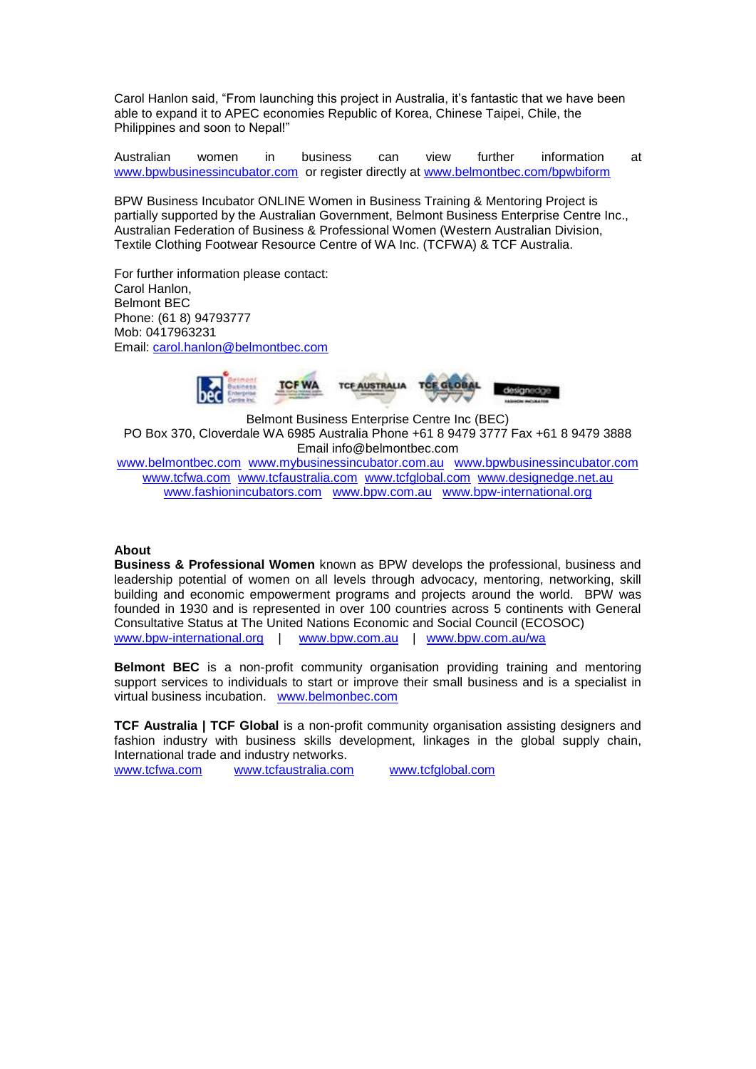Carol Hanlon said, “From launching this project in Australia, it's fantastic that we have been able to expand it to APEC economies Republic of Korea, Chinese Taipei, Chile, the Philippines and soon to Nepal!”

Australian women in business can view further information at www.bpwbusinessincubator.com or register directly at www.belmontbec.com/bpwbiform

BPW Business Incubator ONLINE Women in Business Training & Mentoring Project is partially supported by the Australian Government, Belmont Business Enterprise Centre Inc., Australian Federation of Business & Professional Women (Western Australian Division, Textile Clothing Footwear Resource Centre of WA Inc. (TCFWA) & TCF Australia.

For further information please contact:
Carol Hanlon,
Belmont BEC
Phone: (61 8) 94793777
Mob: 0417963231
Email: carol.hanlon@belmontbec.com

Belmont Business Enterprise Centre Inc (BEC)
PO Box 370, Cloverdale WA 6985 Australia Phone +61 8 9479 3777 Fax +61 8 9479 3888
Email info@belmontbec.com
www.belmontbec.com www.mybusinessincubator.com.au www.bpwbusinessincubator.com
www.tcfwa.com www.tcfaustralia.com www.tcfglobal.com www.designedge.net.au
www.fashionincubators.com www.bpw.com.au www.bpw-international.org

**About**

**Business & Professional Women** known as BPW develops the professional, business and leadership potential of women on all levels through advocacy, mentoring, networking, skill building and economic empowerment programs and projects around the world. BPW was founded in 1930 and is represented in over 100 countries across 5 continents with General Consultative Status at The United Nations Economic and Social Council (ECOSOC)
www.bpw-international.org | www.bpw.com.au | www.bpw.com.au/wa

**Belmont BEC** is a non-profit community organisation providing training and mentoring support services to individuals to start or improve their small business and is a specialist in virtual business incubation. www.belmonbec.com

**TCF Australia | TCF Global** is a non-profit community organisation assisting designers and fashion industry with business skills development, linkages in the global supply chain, International trade and industry networks.
www.tcfwa.com www.tcfaustralia.com www.tcfglobal.com